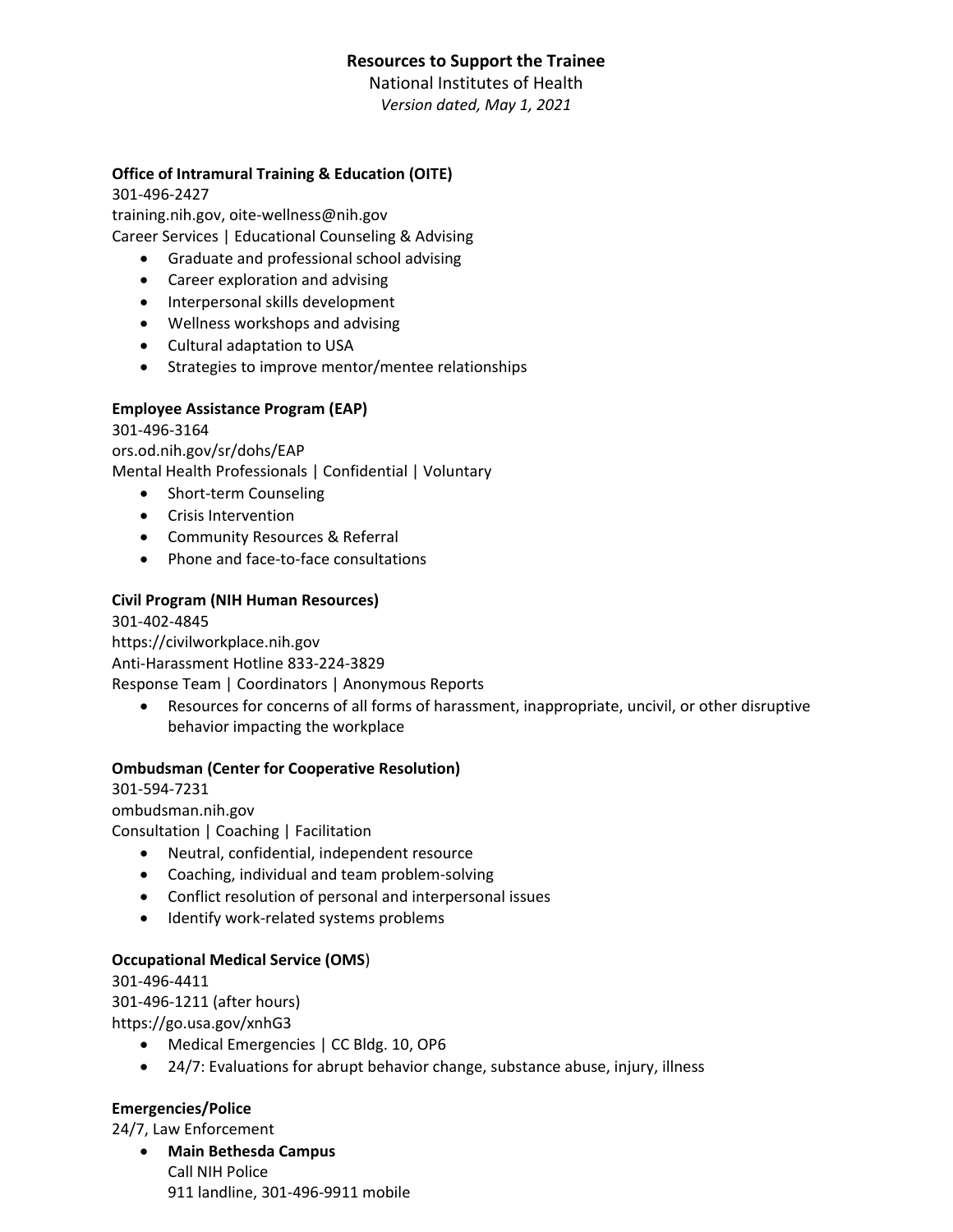# Resources to Support the Trainee

National Institutes of Health

*Version dated, May 1, 2021*

## Office of Intramural Training & Education (OITE)

301-496-2427
training.nih.gov, oite-wellness@nih.gov
Career Services | Educational Counseling & Advising

- Graduate and professional school advising
- Career exploration and advising
- Interpersonal skills development
- Wellness workshops and advising
- Cultural adaptation to USA
- Strategies to improve mentor/mentee relationships

## Employee Assistance Program (EAP)

301-496-3164
ors.od.nih.gov/sr/dohs/EAP
Mental Health Professionals | Confidential | Voluntary

- Short-term Counseling
- Crisis Intervention
- Community Resources & Referral
- Phone and face-to-face consultations

## Civil Program (NIH Human Resources)

301-402-4845
https://civilworkplace.nih.gov
Anti-Harassment Hotline 833-224-3829
Response Team | Coordinators | Anonymous Reports

- Resources for concerns of all forms of harassment, inappropriate, uncivil, or other disruptive behavior impacting the workplace

## Ombudsman (Center for Cooperative Resolution)

301-594-7231
ombudsman.nih.gov
Consultation | Coaching | Facilitation

- Neutral, confidential, independent resource
- Coaching, individual and team problem-solving
- Conflict resolution of personal and interpersonal issues
- Identify work-related systems problems

## Occupational Medical Service (OMS)

301-496-4411
301-496-1211 (after hours)
https://go.usa.gov/xnhG3

- Medical Emergencies | CC Bldg. 10, OP6
- 24/7: Evaluations for abrupt behavior change, substance abuse, injury, illness

## Emergencies/Police

24/7, Law Enforcement

- **Main Bethesda Campus**
  Call NIH Police
  911 landline, 301-496-9911 mobile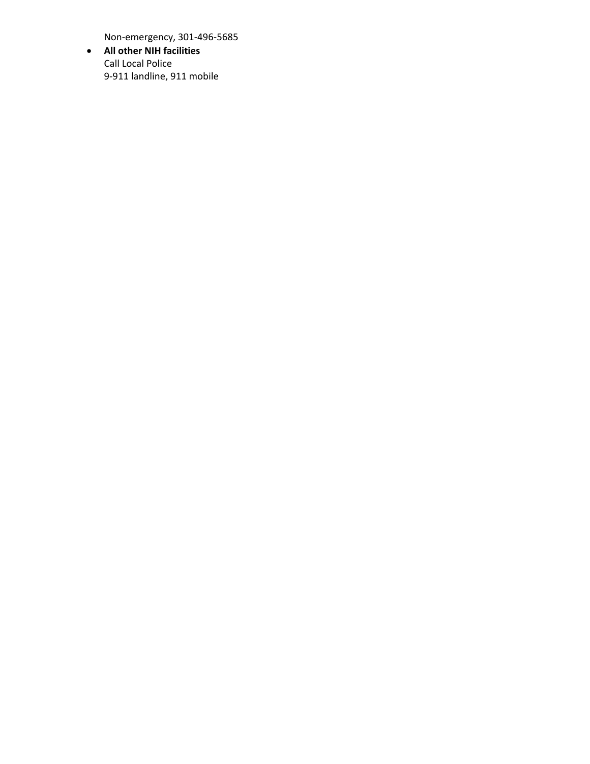Non-emergency, 301-496-5685

- **All other NIH facilities**
  Call Local Police
  9-911 landline, 911 mobile